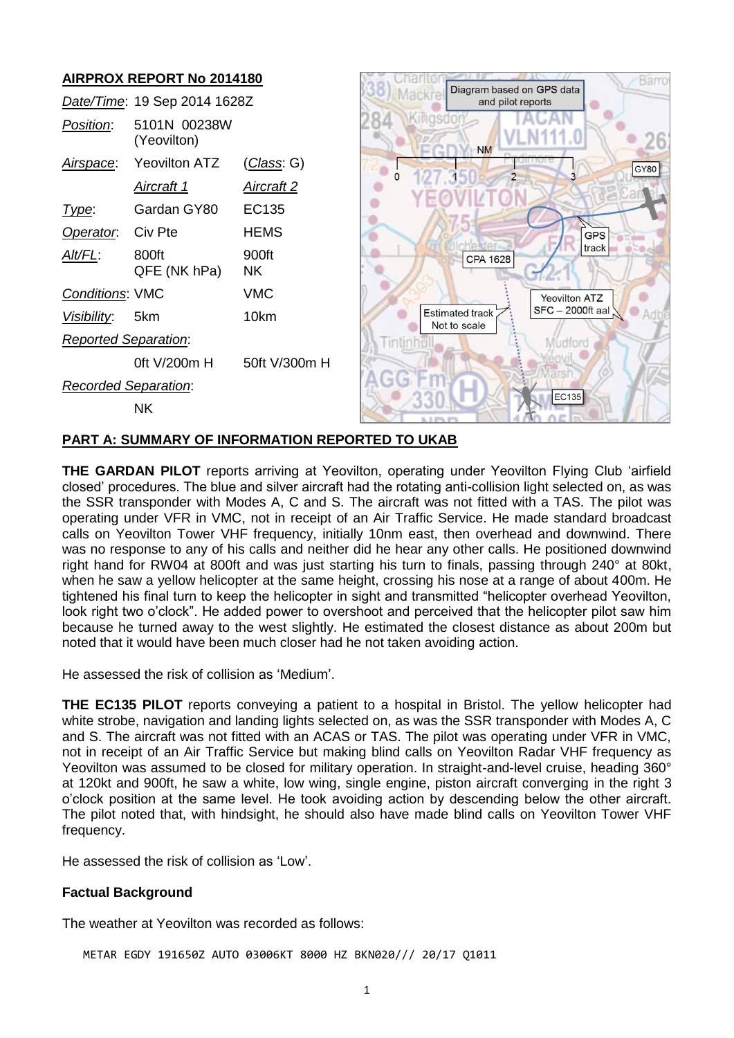## AIRPROX REPORT No 2014180

| | | |
|---|---|---|
| *Date/Time*: | 19 Sep 2014 1628Z | |
| *Position*: | 5101N 00238W (Yeovilton) | |
| *Airspace*: | Yeovilton ATZ | (*Class*: G) |
| | *Aircraft 1* | *Aircraft 2* |
| *Type*: | Gardan GY80 | EC135 |
| *Operator*: | Civ Pte | HEMS |
| *Alt/FL*: | 800ft QFE (NK hPa) | 900ft NK |
| *Conditions*: | VMC | VMC |
| *Visibility*: | 5km | 10km |
| *Reported Separation*: | | |
| | 0ft V/200m H | 50ft V/300m H |
| *Recorded Separation*: | | |
| | NK | |

## PART A: SUMMARY OF INFORMATION REPORTED TO UKAB

**THE GARDAN PILOT** reports arriving at Yeovilton, operating under Yeovilton Flying Club 'airfield closed' procedures. The blue and silver aircraft had the rotating anti-collision light selected on, as was the SSR transponder with Modes A, C and S. The aircraft was not fitted with a TAS. The pilot was operating under VFR in VMC, not in receipt of an Air Traffic Service. He made standard broadcast calls on Yeovilton Tower VHF frequency, initially 10nm east, then overhead and downwind. There was no response to any of his calls and neither did he hear any other calls. He positioned downwind right hand for RW04 at 800ft and was just starting his turn to finals, passing through 240° at 80kt, when he saw a yellow helicopter at the same height, crossing his nose at a range of about 400m. He tightened his final turn to keep the helicopter in sight and transmitted "helicopter overhead Yeovilton, look right two o'clock". He added power to overshoot and perceived that the helicopter pilot saw him because he turned away to the west slightly. He estimated the closest distance as about 200m but noted that it would have been much closer had he not taken avoiding action.

He assessed the risk of collision as 'Medium'.

**THE EC135 PILOT** reports conveying a patient to a hospital in Bristol. The yellow helicopter had white strobe, navigation and landing lights selected on, as was the SSR transponder with Modes A, C and S. The aircraft was not fitted with an ACAS or TAS. The pilot was operating under VFR in VMC, not in receipt of an Air Traffic Service but making blind calls on Yeovilton Radar VHF frequency as Yeovilton was assumed to be closed for military operation. In straight-and-level cruise, heading 360° at 120kt and 900ft, he saw a white, low wing, single engine, piston aircraft converging in the right 3 o'clock position at the same level. He took avoiding action by descending below the other aircraft. The pilot noted that, with hindsight, he should also have made blind calls on Yeovilton Tower VHF frequency.

He assessed the risk of collision as 'Low'.

### Factual Background

The weather at Yeovilton was recorded as follows:

```
METAR EGDY 191650Z AUTO 03006KT 8000 HZ BKN020/// 20/17 Q1011
```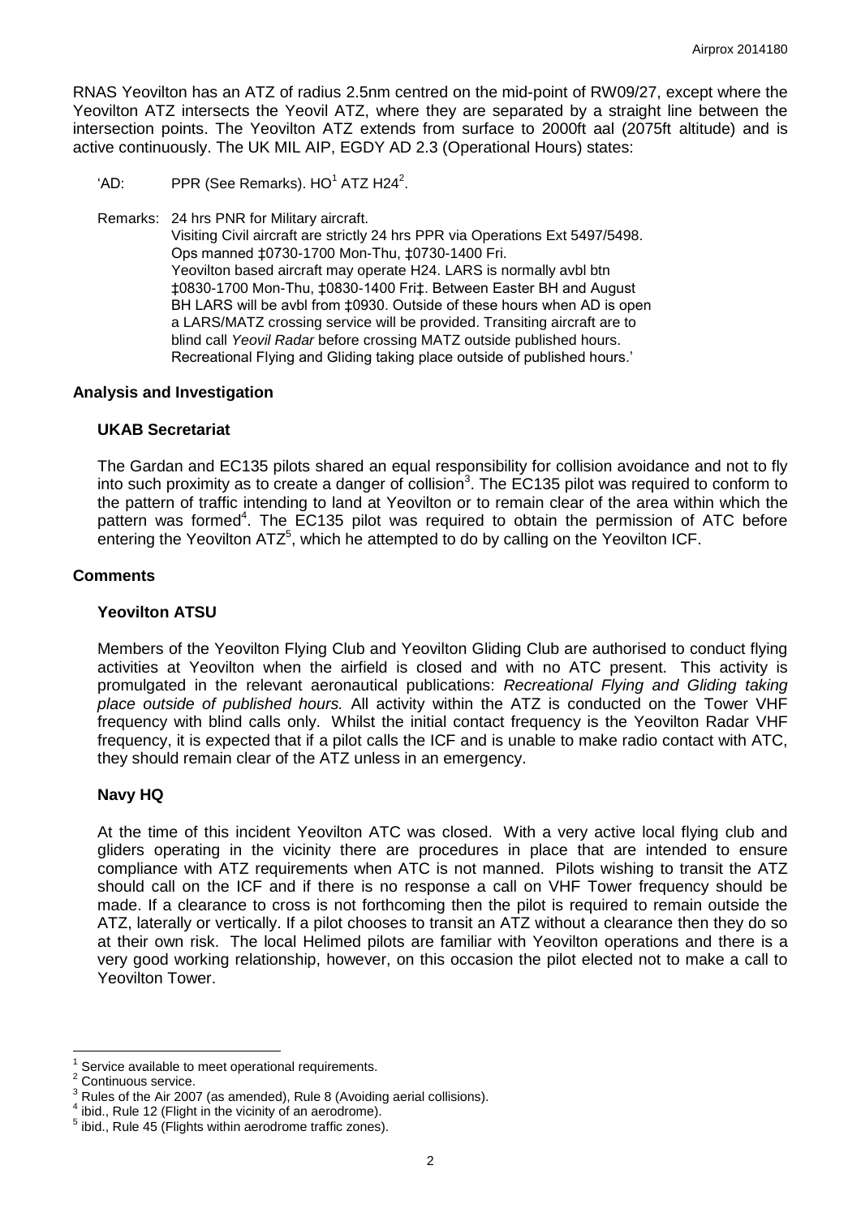RNAS Yeovilton has an ATZ of radius 2.5nm centred on the mid-point of RW09/27, except where the Yeovilton ATZ intersects the Yeovil ATZ, where they are separated by a straight line between the intersection points. The Yeovilton ATZ extends from surface to 2000ft aal (2075ft altitude) and is active continuously. The UK MIL AIP, EGDY AD 2.3 (Operational Hours) states:

> 'AD: PPR (See Remarks). HO[1] ATZ H24[2].
>
> Remarks: 24 hrs PNR for Military aircraft.
> Visiting Civil aircraft are strictly 24 hrs PPR via Operations Ext 5497/5498.
> Ops manned ‡0730-1700 Mon-Thu, ‡0730-1400 Fri.
> Yeovilton based aircraft may operate H24. LARS is normally avbl btn ‡0830-1700 Mon-Thu, ‡0830-1400 Fri‡. Between Easter BH and August BH LARS will be avbl from ‡0930. Outside of these hours when AD is open a LARS/MATZ crossing service will be provided. Transiting aircraft are to blind call *Yeovil Radar* before crossing MATZ outside published hours.
> Recreational Flying and Gliding taking place outside of published hours.'

## Analysis and Investigation

### UKAB Secretariat

The Gardan and EC135 pilots shared an equal responsibility for collision avoidance and not to fly into such proximity as to create a danger of collision[3]. The EC135 pilot was required to conform to the pattern of traffic intending to land at Yeovilton or to remain clear of the area within which the pattern was formed[4]. The EC135 pilot was required to obtain the permission of ATC before entering the Yeovilton ATZ[5], which he attempted to do by calling on the Yeovilton ICF.

## Comments

### Yeovilton ATSU

Members of the Yeovilton Flying Club and Yeovilton Gliding Club are authorised to conduct flying activities at Yeovilton when the airfield is closed and with no ATC present. This activity is promulgated in the relevant aeronautical publications: *Recreational Flying and Gliding taking place outside of published hours.* All activity within the ATZ is conducted on the Tower VHF frequency with blind calls only. Whilst the initial contact frequency is the Yeovilton Radar VHF frequency, it is expected that if a pilot calls the ICF and is unable to make radio contact with ATC, they should remain clear of the ATZ unless in an emergency.

### Navy HQ

At the time of this incident Yeovilton ATC was closed. With a very active local flying club and gliders operating in the vicinity there are procedures in place that are intended to ensure compliance with ATZ requirements when ATC is not manned. Pilots wishing to transit the ATZ should call on the ICF and if there is no response a call on VHF Tower frequency should be made. If a clearance to cross is not forthcoming then the pilot is required to remain outside the ATZ, laterally or vertically. If a pilot chooses to transit an ATZ without a clearance then they do so at their own risk. The local Helimed pilots are familiar with Yeovilton operations and there is a very good working relationship, however, on this occasion the pilot elected not to make a call to Yeovilton Tower.

---

[1] Service available to meet operational requirements.
[2] Continuous service.
[3] Rules of the Air 2007 (as amended), Rule 8 (Avoiding aerial collisions).
[4] ibid., Rule 12 (Flight in the vicinity of an aerodrome).
[5] ibid., Rule 45 (Flights within aerodrome traffic zones).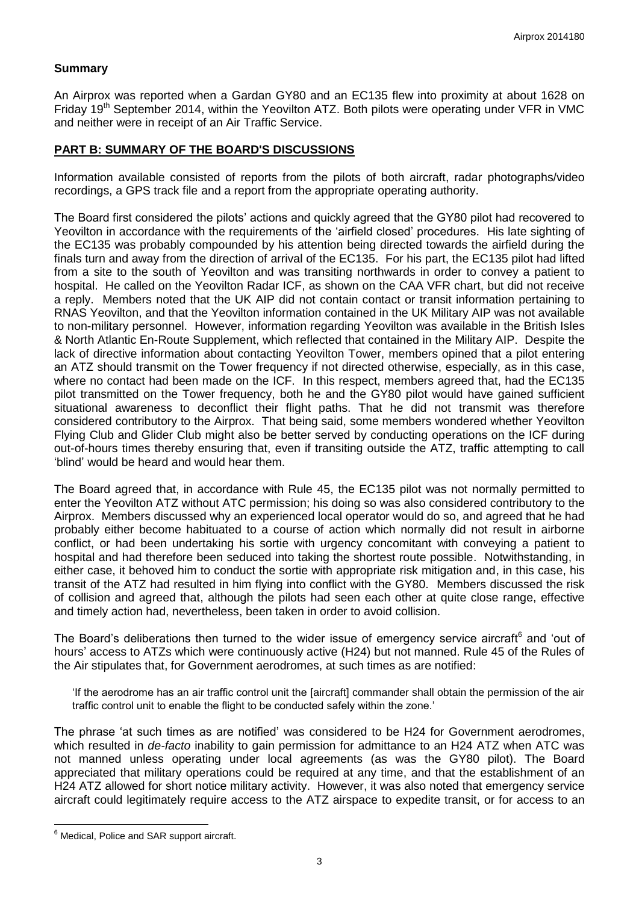## Summary

An Airprox was reported when a Gardan GY80 and an EC135 flew into proximity at about 1628 on Friday 19th September 2014, within the Yeovilton ATZ. Both pilots were operating under VFR in VMC and neither were in receipt of an Air Traffic Service.

## PART B: SUMMARY OF THE BOARD'S DISCUSSIONS

Information available consisted of reports from the pilots of both aircraft, radar photographs/video recordings, a GPS track file and a report from the appropriate operating authority.

The Board first considered the pilots' actions and quickly agreed that the GY80 pilot had recovered to Yeovilton in accordance with the requirements of the 'airfield closed' procedures. His late sighting of the EC135 was probably compounded by his attention being directed towards the airfield during the finals turn and away from the direction of arrival of the EC135. For his part, the EC135 pilot had lifted from a site to the south of Yeovilton and was transiting northwards in order to convey a patient to hospital. He called on the Yeovilton Radar ICF, as shown on the CAA VFR chart, but did not receive a reply. Members noted that the UK AIP did not contain contact or transit information pertaining to RNAS Yeovilton, and that the Yeovilton information contained in the UK Military AIP was not available to non-military personnel. However, information regarding Yeovilton was available in the British Isles & North Atlantic En-Route Supplement, which reflected that contained in the Military AIP. Despite the lack of directive information about contacting Yeovilton Tower, members opined that a pilot entering an ATZ should transmit on the Tower frequency if not directed otherwise, especially, as in this case, where no contact had been made on the ICF. In this respect, members agreed that, had the EC135 pilot transmitted on the Tower frequency, both he and the GY80 pilot would have gained sufficient situational awareness to deconflict their flight paths. That he did not transmit was therefore considered contributory to the Airprox. That being said, some members wondered whether Yeovilton Flying Club and Glider Club might also be better served by conducting operations on the ICF during out-of-hours times thereby ensuring that, even if transiting outside the ATZ, traffic attempting to call 'blind' would be heard and would hear them.

The Board agreed that, in accordance with Rule 45, the EC135 pilot was not normally permitted to enter the Yeovilton ATZ without ATC permission; his doing so was also considered contributory to the Airprox. Members discussed why an experienced local operator would do so, and agreed that he had probably either become habituated to a course of action which normally did not result in airborne conflict, or had been undertaking his sortie with urgency concomitant with conveying a patient to hospital and had therefore been seduced into taking the shortest route possible. Notwithstanding, in either case, it behoved him to conduct the sortie with appropriate risk mitigation and, in this case, his transit of the ATZ had resulted in him flying into conflict with the GY80. Members discussed the risk of collision and agreed that, although the pilots had seen each other at quite close range, effective and timely action had, nevertheless, been taken in order to avoid collision.

The Board's deliberations then turned to the wider issue of emergency service aircraft[6] and 'out of hours' access to ATZs which were continuously active (H24) but not manned. Rule 45 of the Rules of the Air stipulates that, for Government aerodromes, at such times as are notified:

> 'If the aerodrome has an air traffic control unit the [aircraft] commander shall obtain the permission of the air traffic control unit to enable the flight to be conducted safely within the zone.'

The phrase 'at such times as are notified' was considered to be H24 for Government aerodromes, which resulted in *de-facto* inability to gain permission for admittance to an H24 ATZ when ATC was not manned unless operating under local agreements (as was the GY80 pilot). The Board appreciated that military operations could be required at any time, and that the establishment of an H24 ATZ allowed for short notice military activity. However, it was also noted that emergency service aircraft could legitimately require access to the ATZ airspace to expedite transit, or for access to an

---

[6] Medical, Police and SAR support aircraft.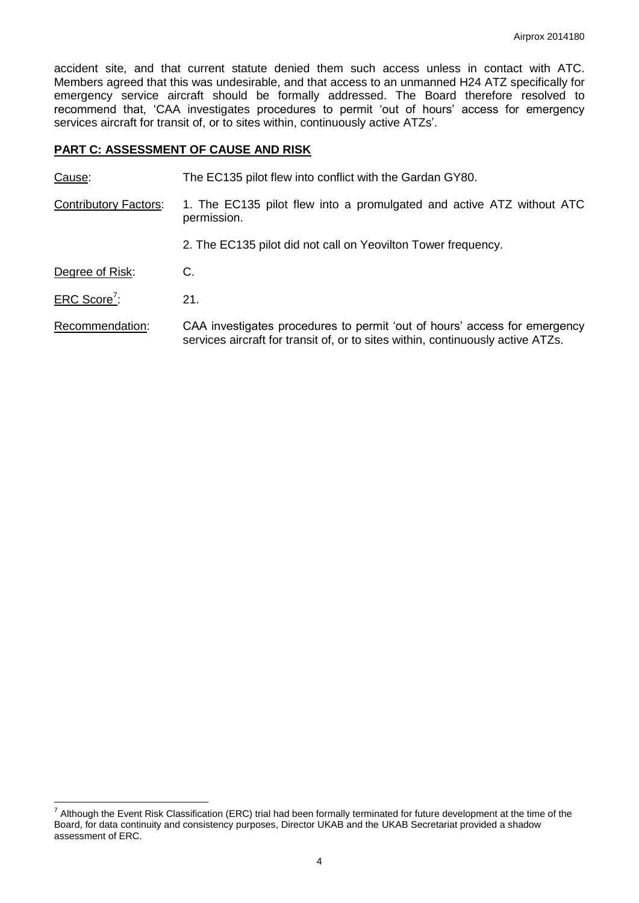accident site, and that current statute denied them such access unless in contact with ATC. Members agreed that this was undesirable, and that access to an unmanned H24 ATZ specifically for emergency service aircraft should be formally addressed. The Board therefore resolved to recommend that, 'CAA investigates procedures to permit 'out of hours' access for emergency services aircraft for transit of, or to sites within, continuously active ATZs'.

## PART C: ASSESSMENT OF CAUSE AND RISK

| | |
|---|---|
| Cause: | The EC135 pilot flew into conflict with the Gardan GY80. |
| Contributory Factors: | 1. The EC135 pilot flew into a promulgated and active ATZ without ATC permission. |
| | 2. The EC135 pilot did not call on Yeovilton Tower frequency. |
| Degree of Risk: | C. |
| ERC Score[7]: | 21. |
| Recommendation: | CAA investigates procedures to permit 'out of hours' access for emergency services aircraft for transit of, or to sites within, continuously active ATZs. |

[7] Although the Event Risk Classification (ERC) trial had been formally terminated for future development at the time of the Board, for data continuity and consistency purposes, Director UKAB and the UKAB Secretariat provided a shadow assessment of ERC.